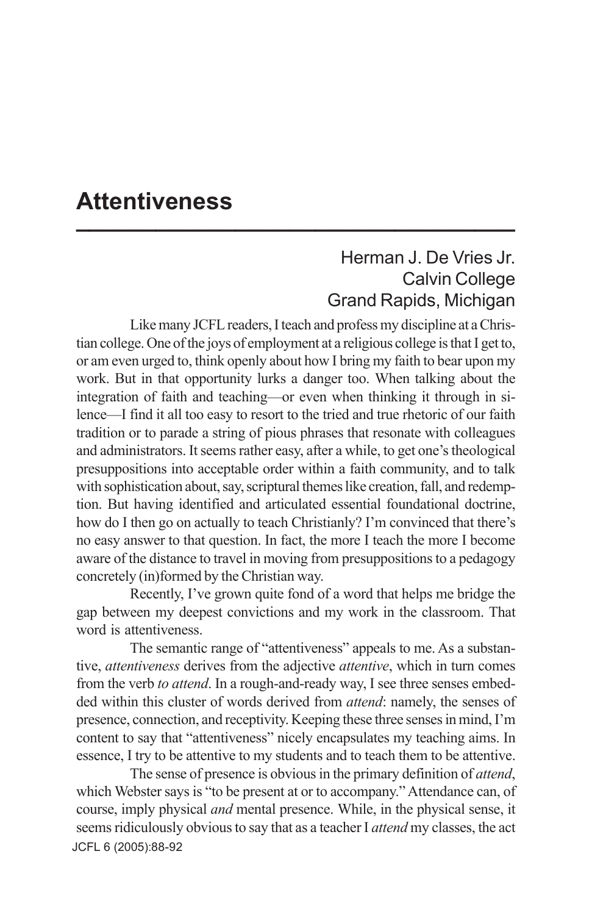# Attentiveness

Herman J. De Vries Jr.
Calvin College
Grand Rapids, Michigan

Like many JCFL readers, I teach and profess my discipline at a Christian college. One of the joys of employment at a religious college is that I get to, or am even urged to, think openly about how I bring my faith to bear upon my work. But in that opportunity lurks a danger too. When talking about the integration of faith and teaching—or even when thinking it through in silence—I find it all too easy to resort to the tried and true rhetoric of our faith tradition or to parade a string of pious phrases that resonate with colleagues and administrators. It seems rather easy, after a while, to get one's theological presuppositions into acceptable order within a faith community, and to talk with sophistication about, say, scriptural themes like creation, fall, and redemption. But having identified and articulated essential foundational doctrine, how do I then go on actually to teach Christianly? I'm convinced that there's no easy answer to that question. In fact, the more I teach the more I become aware of the distance to travel in moving from presuppositions to a pedagogy concretely (in)formed by the Christian way.

Recently, I've grown quite fond of a word that helps me bridge the gap between my deepest convictions and my work in the classroom. That word is attentiveness.

The semantic range of "attentiveness" appeals to me. As a substantive, *attentiveness* derives from the adjective *attentive*, which in turn comes from the verb *to attend*. In a rough-and-ready way, I see three senses embedded within this cluster of words derived from *attend*: namely, the senses of presence, connection, and receptivity. Keeping these three senses in mind, I'm content to say that "attentiveness" nicely encapsulates my teaching aims. In essence, I try to be attentive to my students and to teach them to be attentive.

The sense of presence is obvious in the primary definition of *attend*, which Webster says is "to be present at or to accompany." Attendance can, of course, imply physical *and* mental presence. While, in the physical sense, it seems ridiculously obvious to say that as a teacher I *attend* my classes, the act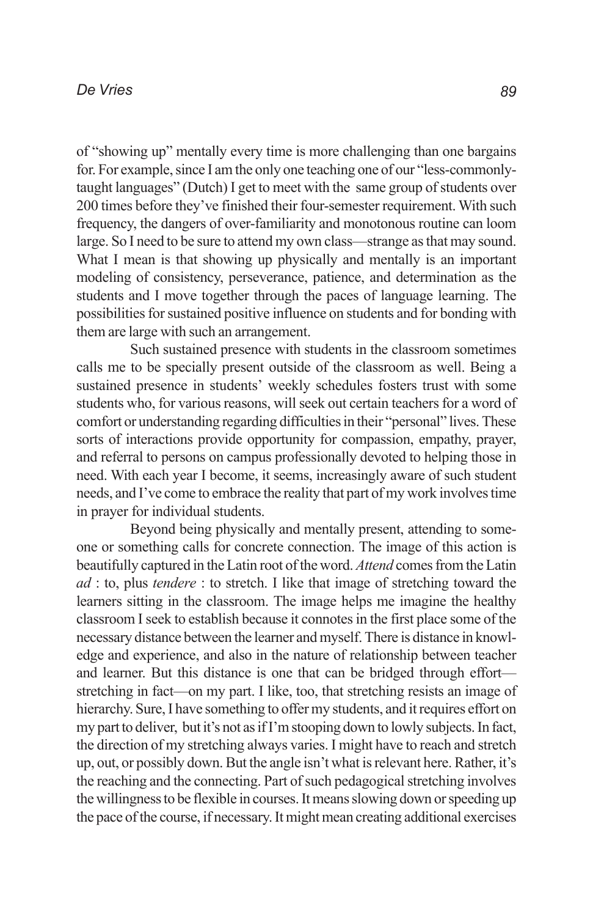of "showing up" mentally every time is more challenging than one bargains for. For example, since I am the only one teaching one of our "less-commonly-taught languages" (Dutch) I get to meet with the same group of students over 200 times before they've finished their four-semester requirement. With such frequency, the dangers of over-familiarity and monotonous routine can loom large. So I need to be sure to attend my own class—strange as that may sound. What I mean is that showing up physically and mentally is an important modeling of consistency, perseverance, patience, and determination as the students and I move together through the paces of language learning. The possibilities for sustained positive influence on students and for bonding with them are large with such an arrangement.

Such sustained presence with students in the classroom sometimes calls me to be specially present outside of the classroom as well. Being a sustained presence in students' weekly schedules fosters trust with some students who, for various reasons, will seek out certain teachers for a word of comfort or understanding regarding difficulties in their "personal" lives. These sorts of interactions provide opportunity for compassion, empathy, prayer, and referral to persons on campus professionally devoted to helping those in need. With each year I become, it seems, increasingly aware of such student needs, and I've come to embrace the reality that part of my work involves time in prayer for individual students.

Beyond being physically and mentally present, attending to someone or something calls for concrete connection. The image of this action is beautifully captured in the Latin root of the word. *Attend* comes from the Latin *ad* : to, plus *tendere* : to stretch. I like that image of stretching toward the learners sitting in the classroom. The image helps me imagine the healthy classroom I seek to establish because it connotes in the first place some of the necessary distance between the learner and myself. There is distance in knowledge and experience, and also in the nature of relationship between teacher and learner. But this distance is one that can be bridged through effort—stretching in fact—on my part. I like, too, that stretching resists an image of hierarchy. Sure, I have something to offer my students, and it requires effort on my part to deliver, but it's not as if I'm stooping down to lowly subjects. In fact, the direction of my stretching always varies. I might have to reach and stretch up, out, or possibly down. But the angle isn't what is relevant here. Rather, it's the reaching and the connecting. Part of such pedagogical stretching involves the willingness to be flexible in courses. It means slowing down or speeding up the pace of the course, if necessary. It might mean creating additional exercises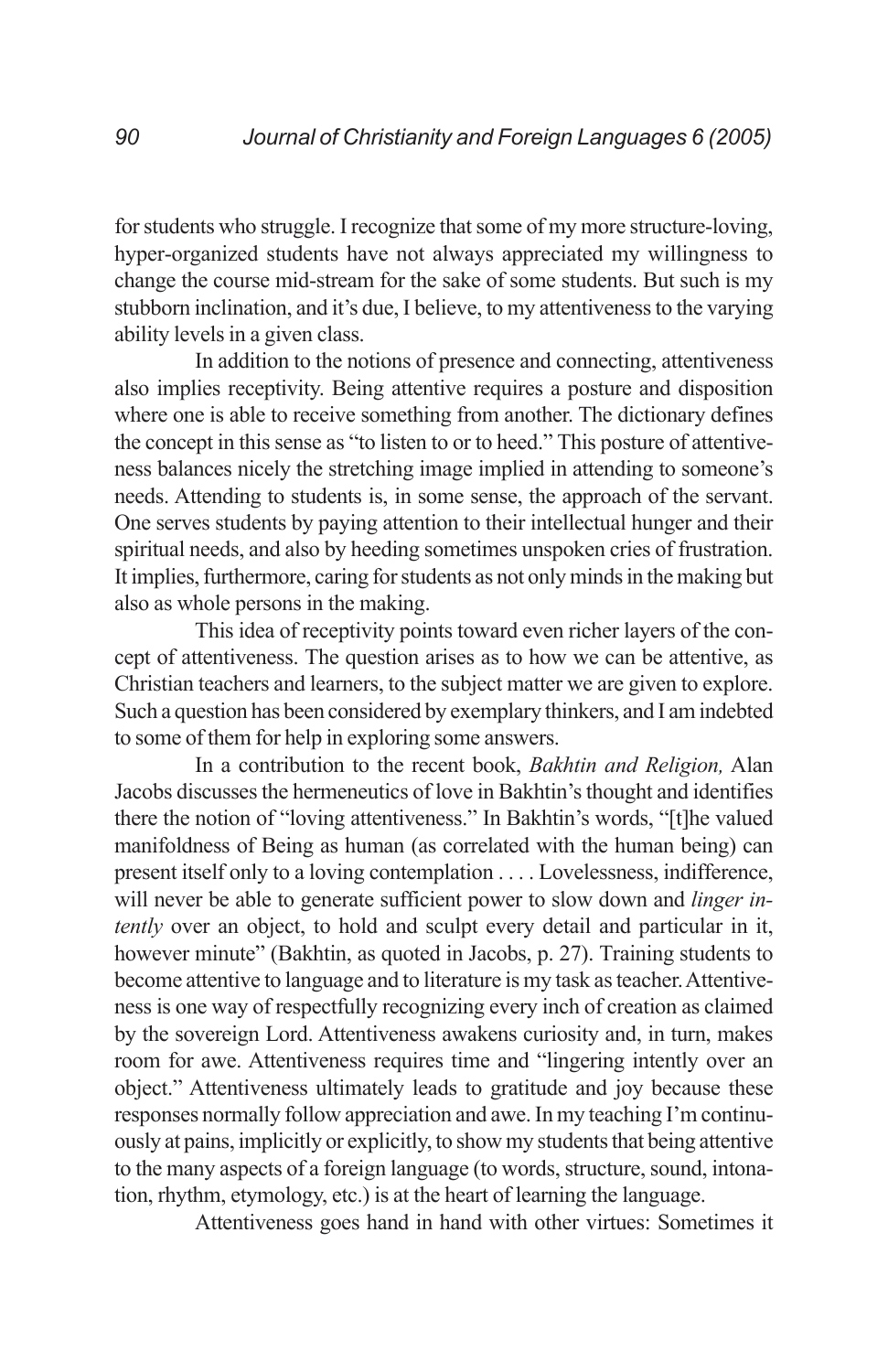for students who struggle. I recognize that some of my more structure-loving, hyper-organized students have not always appreciated my willingness to change the course mid-stream for the sake of some students. But such is my stubborn inclination, and it's due, I believe, to my attentiveness to the varying ability levels in a given class.

In addition to the notions of presence and connecting, attentiveness also implies receptivity. Being attentive requires a posture and disposition where one is able to receive something from another. The dictionary defines the concept in this sense as "to listen to or to heed." This posture of attentiveness balances nicely the stretching image implied in attending to someone's needs. Attending to students is, in some sense, the approach of the servant. One serves students by paying attention to their intellectual hunger and their spiritual needs, and also by heeding sometimes unspoken cries of frustration. It implies, furthermore, caring for students as not only minds in the making but also as whole persons in the making.

This idea of receptivity points toward even richer layers of the concept of attentiveness. The question arises as to how we can be attentive, as Christian teachers and learners, to the subject matter we are given to explore. Such a question has been considered by exemplary thinkers, and I am indebted to some of them for help in exploring some answers.

In a contribution to the recent book, *Bakhtin and Religion,* Alan Jacobs discusses the hermeneutics of love in Bakhtin's thought and identifies there the notion of "loving attentiveness." In Bakhtin's words, "[t]he valued manifoldness of Being as human (as correlated with the human being) can present itself only to a loving contemplation . . . . Lovelessness, indifference, will never be able to generate sufficient power to slow down and *linger intently* over an object, to hold and sculpt every detail and particular in it, however minute" (Bakhtin, as quoted in Jacobs, p. 27). Training students to become attentive to language and to literature is my task as teacher. Attentiveness is one way of respectfully recognizing every inch of creation as claimed by the sovereign Lord. Attentiveness awakens curiosity and, in turn, makes room for awe. Attentiveness requires time and "lingering intently over an object." Attentiveness ultimately leads to gratitude and joy because these responses normally follow appreciation and awe. In my teaching I'm continuously at pains, implicitly or explicitly, to show my students that being attentive to the many aspects of a foreign language (to words, structure, sound, intonation, rhythm, etymology, etc.) is at the heart of learning the language.

Attentiveness goes hand in hand with other virtues: Sometimes it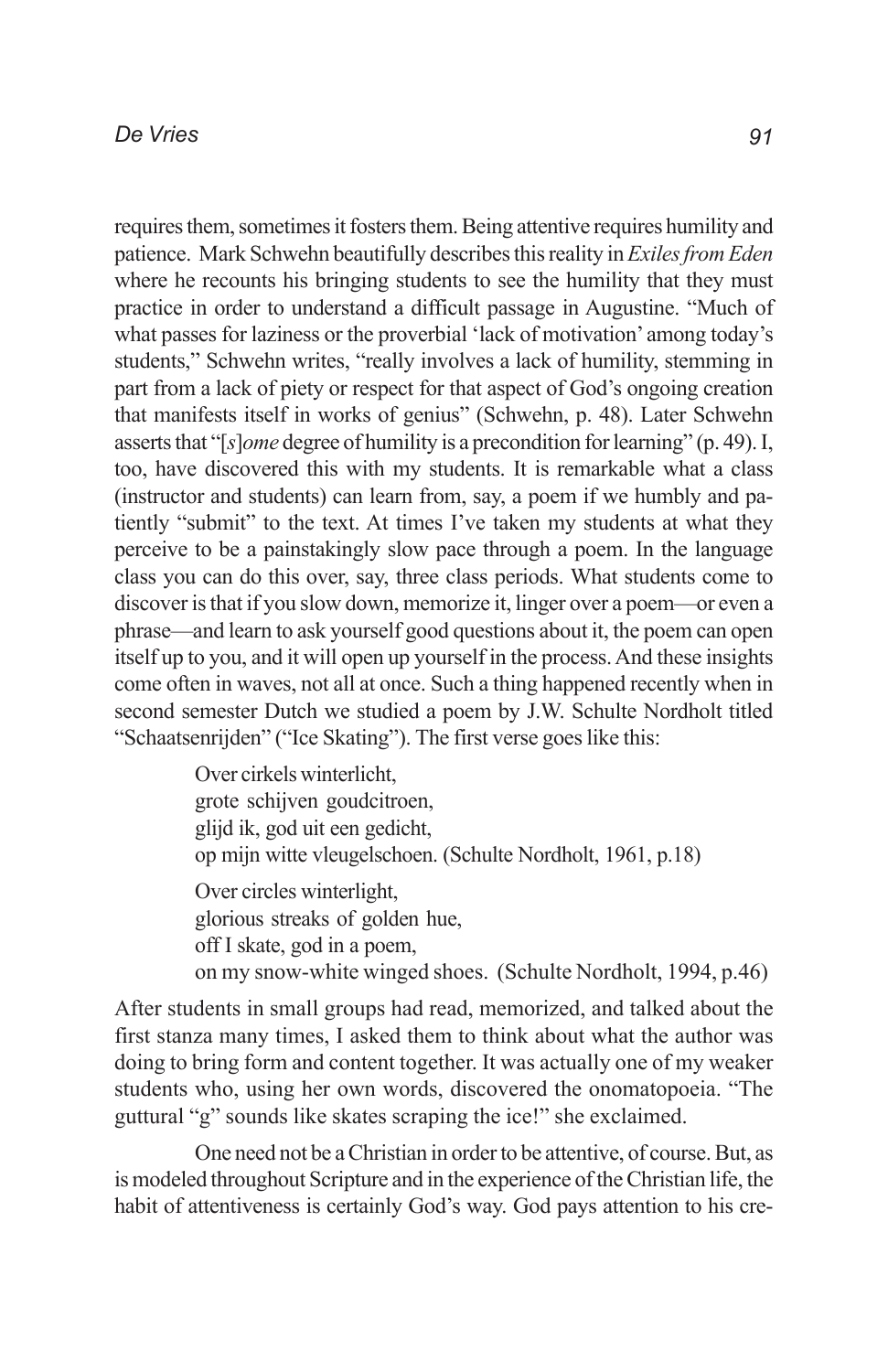requires them, sometimes it fosters them. Being attentive requires humility and patience. Mark Schwehn beautifully describes this reality in *Exiles from Eden* where he recounts his bringing students to see the humility that they must practice in order to understand a difficult passage in Augustine. "Much of what passes for laziness or the proverbial 'lack of motivation' among today's students," Schwehn writes, "really involves a lack of humility, stemming in part from a lack of piety or respect for that aspect of God's ongoing creation that manifests itself in works of genius" (Schwehn, p. 48). Later Schwehn asserts that "[*s*]*ome* degree of humility is a precondition for learning" (p. 49). I, too, have discovered this with my students. It is remarkable what a class (instructor and students) can learn from, say, a poem if we humbly and patiently "submit" to the text. At times I've taken my students at what they perceive to be a painstakingly slow pace through a poem. In the language class you can do this over, say, three class periods. What students come to discover is that if you slow down, memorize it, linger over a poem—or even a phrase—and learn to ask yourself good questions about it, the poem can open itself up to you, and it will open up yourself in the process. And these insights come often in waves, not all at once. Such a thing happened recently when in second semester Dutch we studied a poem by J.W. Schulte Nordholt titled "Schaatsenrijden" ("Ice Skating"). The first verse goes like this:

> Over cirkels winterlicht,
> grote schijven goudcitroen,
> glijd ik, god uit een gedicht,
> op mijn witte vleugelschoen. (Schulte Nordholt, 1961, p.18)
>
> Over circles winterlight,
> glorious streaks of golden hue,
> off I skate, god in a poem,
> on my snow-white winged shoes. (Schulte Nordholt, 1994, p.46)

After students in small groups had read, memorized, and talked about the first stanza many times, I asked them to think about what the author was doing to bring form and content together. It was actually one of my weaker students who, using her own words, discovered the onomatopoeia. "The guttural "g" sounds like skates scraping the ice!" she exclaimed.

One need not be a Christian in order to be attentive, of course. But, as is modeled throughout Scripture and in the experience of the Christian life, the habit of attentiveness is certainly God's way. God pays attention to his cre-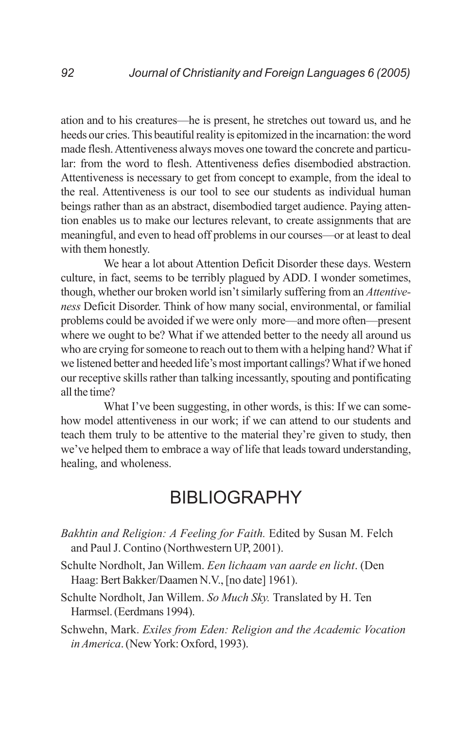ation and to his creatures—he is present, he stretches out toward us, and he heeds our cries. This beautiful reality is epitomized in the incarnation: the word made flesh. Attentiveness always moves one toward the concrete and particular: from the word to flesh. Attentiveness defies disembodied abstraction. Attentiveness is necessary to get from concept to example, from the ideal to the real. Attentiveness is our tool to see our students as individual human beings rather than as an abstract, disembodied target audience. Paying attention enables us to make our lectures relevant, to create assignments that are meaningful, and even to head off problems in our courses—or at least to deal with them honestly.

We hear a lot about Attention Deficit Disorder these days. Western culture, in fact, seems to be terribly plagued by ADD. I wonder sometimes, though, whether our broken world isn't similarly suffering from an *Attentiveness* Deficit Disorder. Think of how many social, environmental, or familial problems could be avoided if we were only more—and more often—present where we ought to be? What if we attended better to the needy all around us who are crying for someone to reach out to them with a helping hand? What if we listened better and heeded life's most important callings? What if we honed our receptive skills rather than talking incessantly, spouting and pontificating all the time?

What I've been suggesting, in other words, is this: If we can somehow model attentiveness in our work; if we can attend to our students and teach them truly to be attentive to the material they're given to study, then we've helped them to embrace a way of life that leads toward understanding, healing, and wholeness.

## BIBLIOGRAPHY

*Bakhtin and Religion: A Feeling for Faith.* Edited by Susan M. Felch and Paul J. Contino (Northwestern UP, 2001).

Schulte Nordholt, Jan Willem. *Een lichaam van aarde en licht*. (Den Haag: Bert Bakker/Daamen N.V., [no date] 1961).

Schulte Nordholt, Jan Willem. *So Much Sky.* Translated by H. Ten Harmsel. (Eerdmans 1994).

Schwehn, Mark. *Exiles from Eden: Religion and the Academic Vocation in America*. (New York: Oxford, 1993).